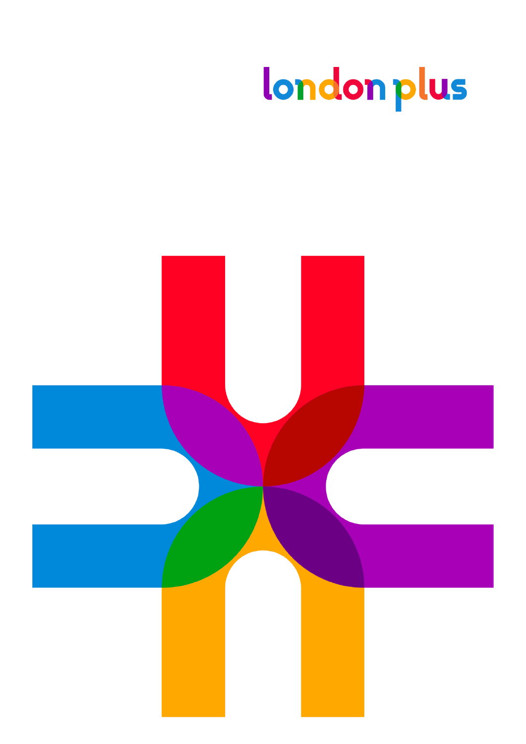london plus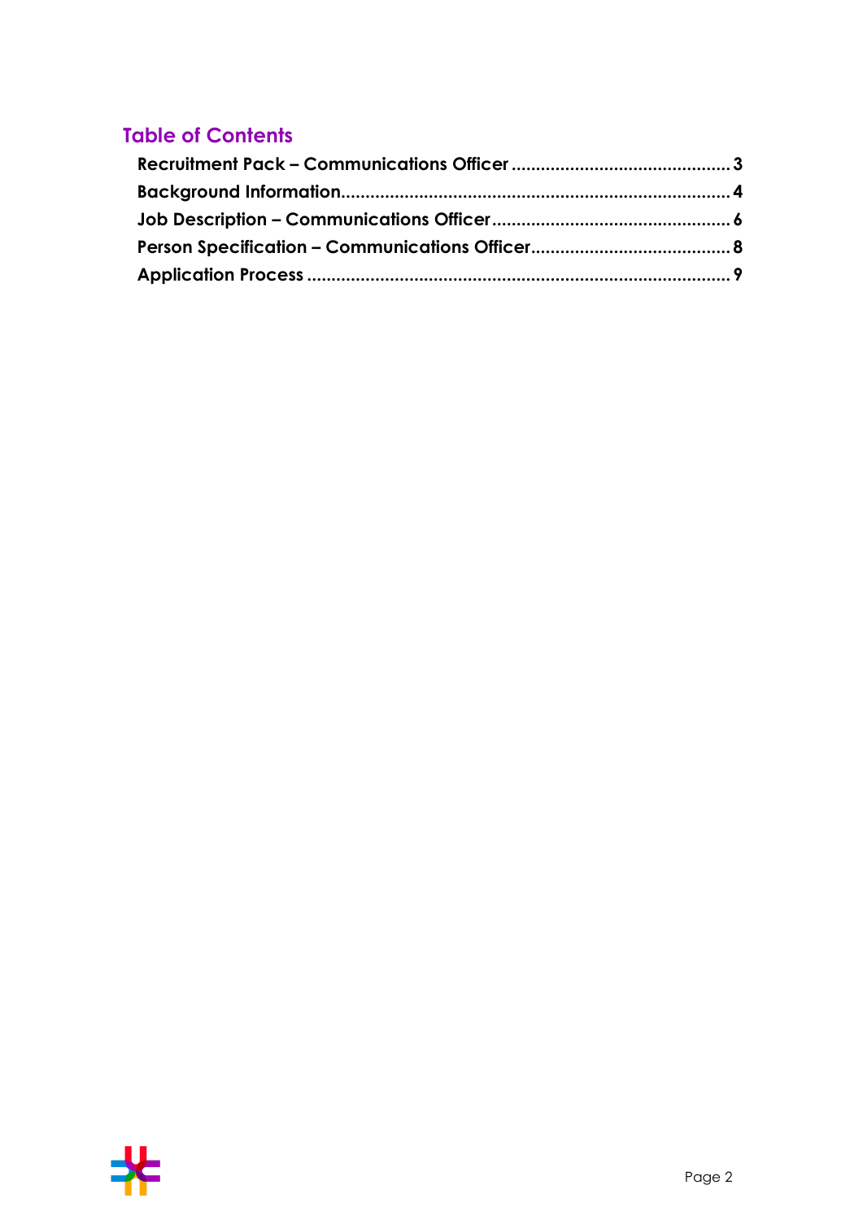## Table of Contents

**Recruitment Pack – Communications Officer** ........................................ **3**

**Background Information** ........................................ **4**

**Job Description – Communications Officer** ........................................ **6**

**Person Specification – Communications Officer** ........................................ **8**

**Application Process** ........................................ **9**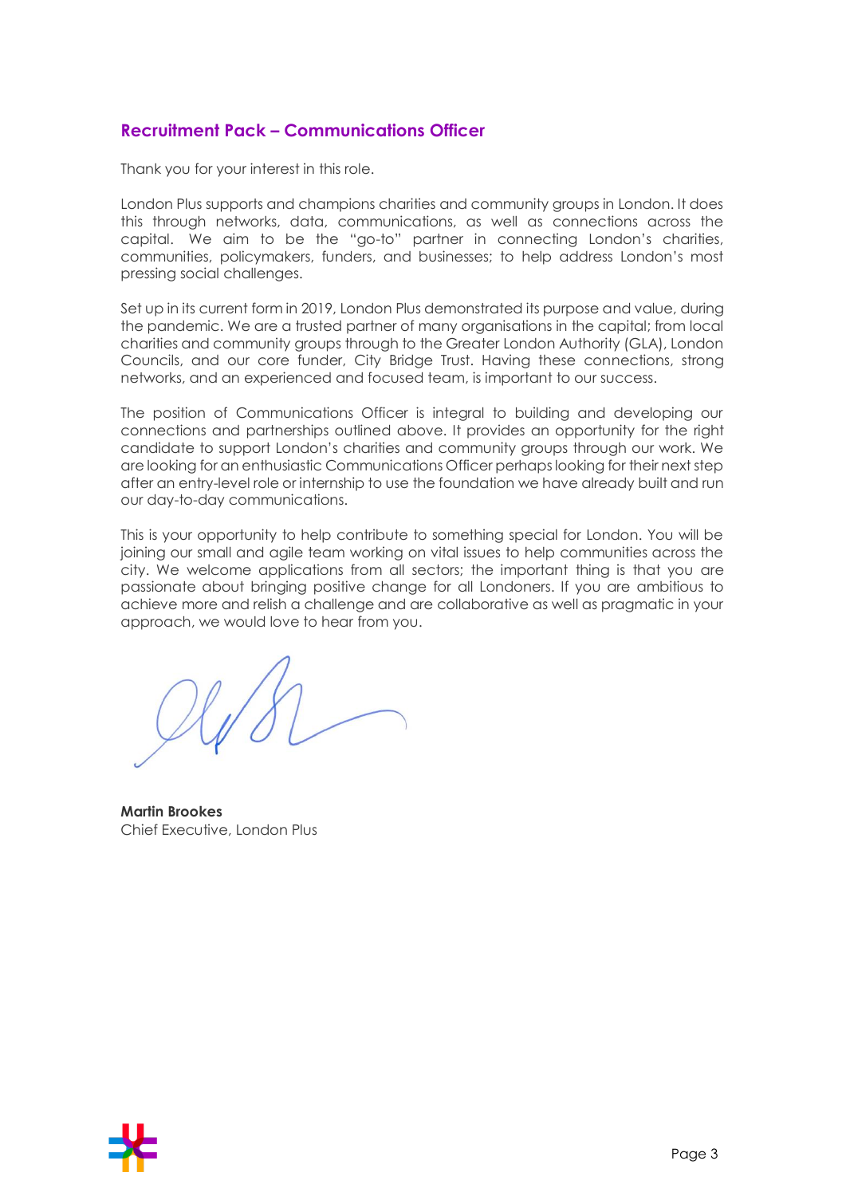## Recruitment Pack – Communications Officer

Thank you for your interest in this role.

London Plus supports and champions charities and community groups in London. It does this through networks, data, communications, as well as connections across the capital. We aim to be the "go-to" partner in connecting London's charities, communities, policymakers, funders, and businesses; to help address London's most pressing social challenges.

Set up in its current form in 2019, London Plus demonstrated its purpose and value, during the pandemic. We are a trusted partner of many organisations in the capital; from local charities and community groups through to the Greater London Authority (GLA), London Councils, and our core funder, City Bridge Trust. Having these connections, strong networks, and an experienced and focused team, is important to our success.

The position of Communications Officer is integral to building and developing our connections and partnerships outlined above. It provides an opportunity for the right candidate to support London's charities and community groups through our work. We are looking for an enthusiastic Communications Officer perhaps looking for their next step after an entry-level role or internship to use the foundation we have already built and run our day-to-day communications.

This is your opportunity to help contribute to something special for London. You will be joining our small and agile team working on vital issues to help communities across the city. We welcome applications from all sectors; the important thing is that you are passionate about bringing positive change for all Londoners. If you are ambitious to achieve more and relish a challenge and are collaborative as well as pragmatic in your approach, we would love to hear from you.

**Martin Brookes**
Chief Executive, London Plus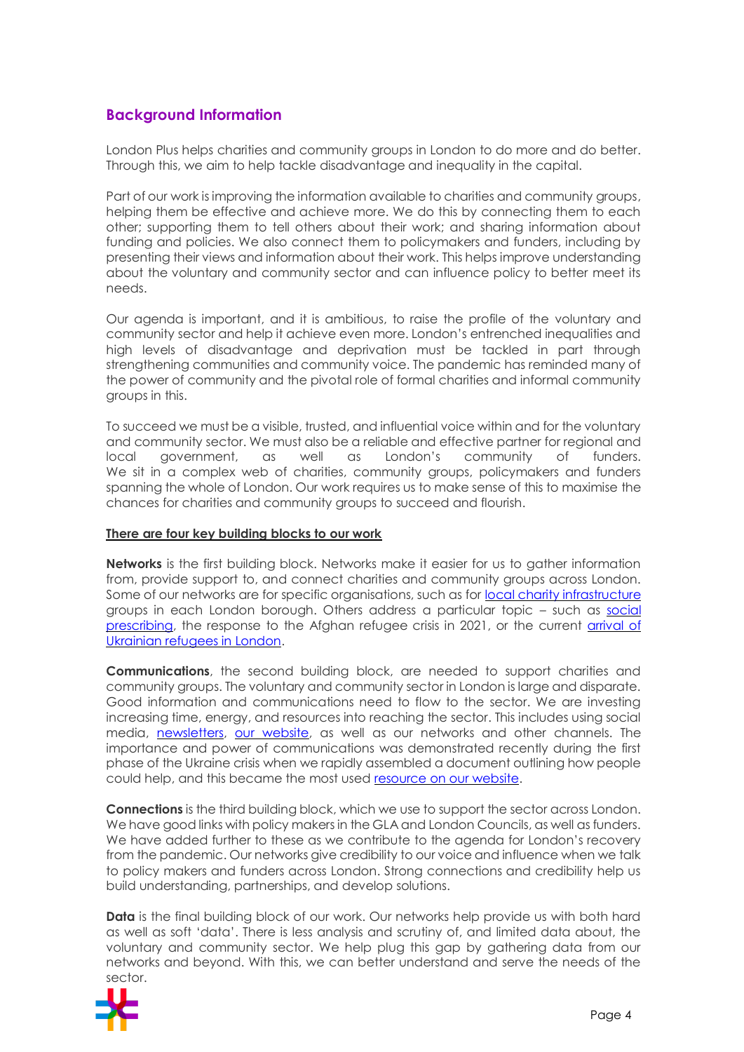## Background Information

London Plus helps charities and community groups in London to do more and do better. Through this, we aim to help tackle disadvantage and inequality in the capital.

Part of our work is improving the information available to charities and community groups, helping them be effective and achieve more. We do this by connecting them to each other; supporting them to tell others about their work; and sharing information about funding and policies. We also connect them to policymakers and funders, including by presenting their views and information about their work. This helps improve understanding about the voluntary and community sector and can influence policy to better meet its needs.

Our agenda is important, and it is ambitious, to raise the profile of the voluntary and community sector and help it achieve even more. London's entrenched inequalities and high levels of disadvantage and deprivation must be tackled in part through strengthening communities and community voice. The pandemic has reminded many of the power of community and the pivotal role of formal charities and informal community groups in this.

To succeed we must be a visible, trusted, and influential voice within and for the voluntary and community sector. We must also be a reliable and effective partner for regional and local government, as well as London's community of funders. We sit in a complex web of charities, community groups, policymakers and funders spanning the whole of London. Our work requires us to make sense of this to maximise the chances for charities and community groups to succeed and flourish.

**There are four key building blocks to our work**

**Networks** is the first building block. Networks make it easier for us to gather information from, provide support to, and connect charities and community groups across London. Some of our networks are for specific organisations, such as for local charity infrastructure groups in each London borough. Others address a particular topic – such as social prescribing, the response to the Afghan refugee crisis in 2021, or the current arrival of Ukrainian refugees in London.

**Communications**, the second building block, are needed to support charities and community groups. The voluntary and community sector in London is large and disparate. Good information and communications need to flow to the sector. We are investing increasing time, energy, and resources into reaching the sector. This includes using social media, newsletters, our website, as well as our networks and other channels. The importance and power of communications was demonstrated recently during the first phase of the Ukraine crisis when we rapidly assembled a document outlining how people could help, and this became the most used resource on our website.

**Connections** is the third building block, which we use to support the sector across London. We have good links with policy makers in the GLA and London Councils, as well as funders. We have added further to these as we contribute to the agenda for London's recovery from the pandemic. Our networks give credibility to our voice and influence when we talk to policy makers and funders across London. Strong connections and credibility help us build understanding, partnerships, and develop solutions.

**Data** is the final building block of our work. Our networks help provide us with both hard as well as soft 'data'. There is less analysis and scrutiny of, and limited data about, the voluntary and community sector. We help plug this gap by gathering data from our networks and beyond. With this, we can better understand and serve the needs of the sector.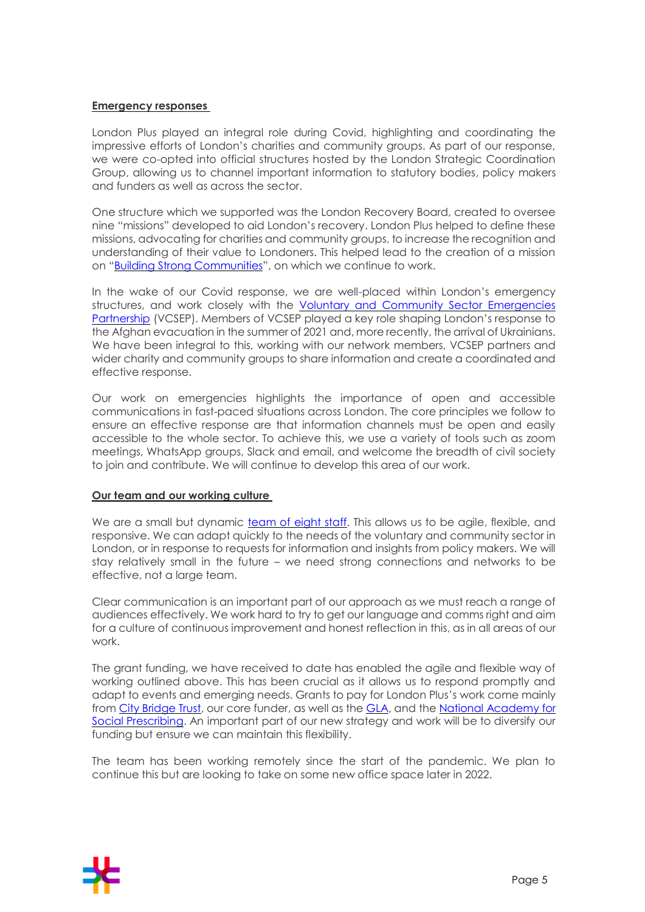## Emergency responses

London Plus played an integral role during Covid, highlighting and coordinating the impressive efforts of London's charities and community groups. As part of our response, we were co-opted into official structures hosted by the London Strategic Coordination Group, allowing us to channel important information to statutory bodies, policy makers and funders as well as across the sector.

One structure which we supported was the London Recovery Board, created to oversee nine "missions" developed to aid London's recovery. London Plus helped to define these missions, advocating for charities and community groups, to increase the recognition and understanding of their value to Londoners. This helped lead to the creation of a mission on "Building Strong Communities", on which we continue to work.

In the wake of our Covid response, we are well-placed within London's emergency structures, and work closely with the Voluntary and Community Sector Emergencies Partnership (VCSEP). Members of VCSEP played a key role shaping London's response to the Afghan evacuation in the summer of 2021 and, more recently, the arrival of Ukrainians. We have been integral to this, working with our network members, VCSEP partners and wider charity and community groups to share information and create a coordinated and effective response.

Our work on emergencies highlights the importance of open and accessible communications in fast-paced situations across London. The core principles we follow to ensure an effective response are that information channels must be open and easily accessible to the whole sector. To achieve this, we use a variety of tools such as zoom meetings, WhatsApp groups, Slack and email, and welcome the breadth of civil society to join and contribute. We will continue to develop this area of our work.

## Our team and our working culture

We are a small but dynamic team of eight staff. This allows us to be agile, flexible, and responsive. We can adapt quickly to the needs of the voluntary and community sector in London, or in response to requests for information and insights from policy makers. We will stay relatively small in the future – we need strong connections and networks to be effective, not a large team.

Clear communication is an important part of our approach as we must reach a range of audiences effectively. We work hard to try to get our language and comms right and aim for a culture of continuous improvement and honest reflection in this, as in all areas of our work.

The grant funding, we have received to date has enabled the agile and flexible way of working outlined above. This has been crucial as it allows us to respond promptly and adapt to events and emerging needs. Grants to pay for London Plus's work come mainly from City Bridge Trust, our core funder, as well as the GLA, and the National Academy for Social Prescribing. An important part of our new strategy and work will be to diversify our funding but ensure we can maintain this flexibility.

The team has been working remotely since the start of the pandemic. We plan to continue this but are looking to take on some new office space later in 2022.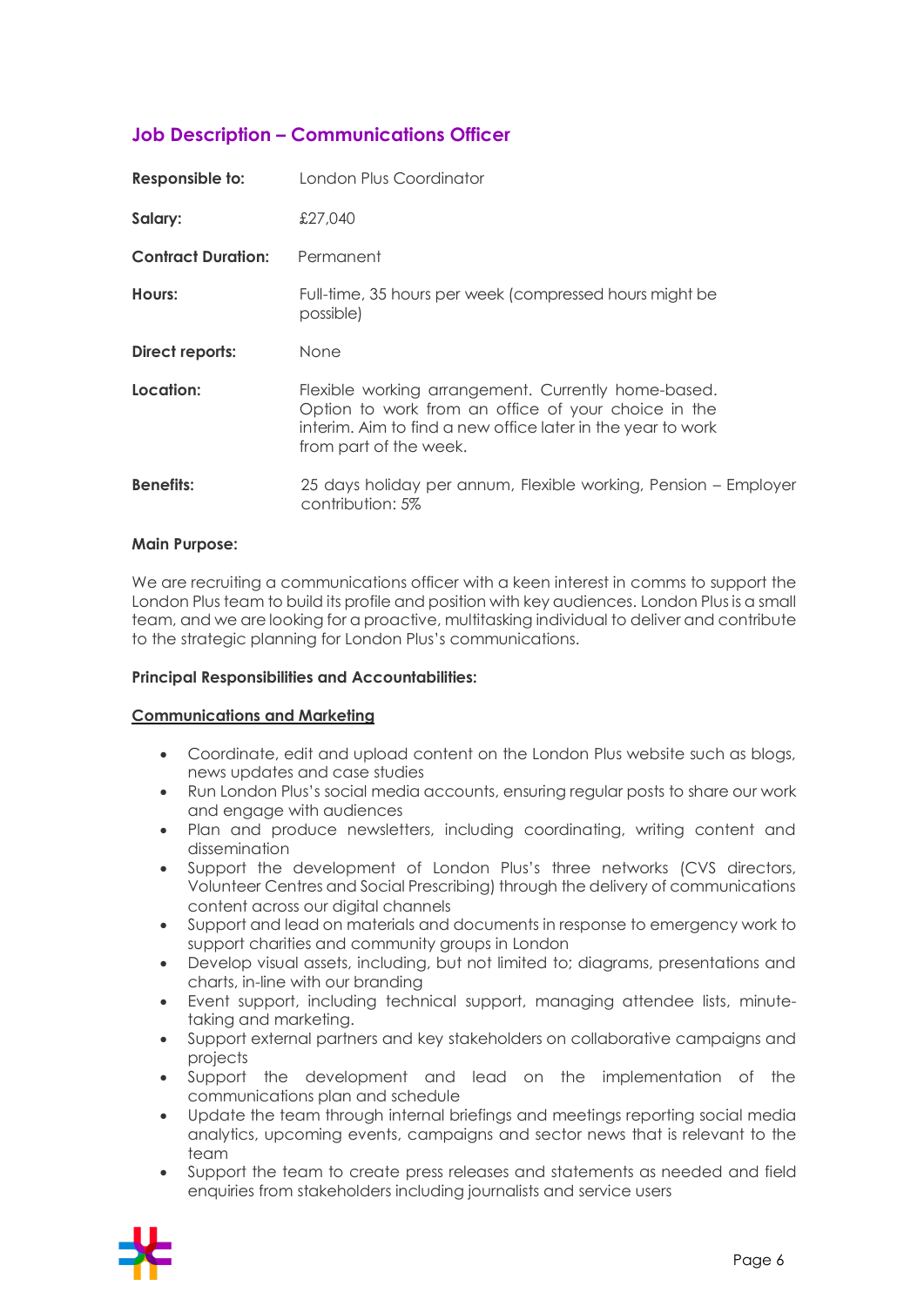## Job Description – Communications Officer

| | |
|---|---|
| **Responsible to:** | London Plus Coordinator |
| **Salary:** | £27,040 |
| **Contract Duration:** | Permanent |
| **Hours:** | Full-time, 35 hours per week (compressed hours might be possible) |
| **Direct reports:** | None |
| **Location:** | Flexible working arrangement. Currently home-based. Option to work from an office of your choice in the interim. Aim to find a new office later in the year to work from part of the week. |
| **Benefits:** | 25 days holiday per annum, Flexible working, Pension – Employer contribution: 5% |

**Main Purpose:**

We are recruiting a communications officer with a keen interest in comms to support the London Plus team to build its profile and position with key audiences. London Plus is a small team, and we are looking for a proactive, multitasking individual to deliver and contribute to the strategic planning for London Plus's communications.

**Principal Responsibilities and Accountabilities:**

**Communications and Marketing**

- Coordinate, edit and upload content on the London Plus website such as blogs, news updates and case studies
- Run London Plus's social media accounts, ensuring regular posts to share our work and engage with audiences
- Plan and produce newsletters, including coordinating, writing content and dissemination
- Support the development of London Plus's three networks (CVS directors, Volunteer Centres and Social Prescribing) through the delivery of communications content across our digital channels
- Support and lead on materials and documents in response to emergency work to support charities and community groups in London
- Develop visual assets, including, but not limited to; diagrams, presentations and charts, in-line with our branding
- Event support, including technical support, managing attendee lists, minute-taking and marketing.
- Support external partners and key stakeholders on collaborative campaigns and projects
- Support the development and lead on the implementation of the communications plan and schedule
- Update the team through internal briefings and meetings reporting social media analytics, upcoming events, campaigns and sector news that is relevant to the team
- Support the team to create press releases and statements as needed and field enquiries from stakeholders including journalists and service users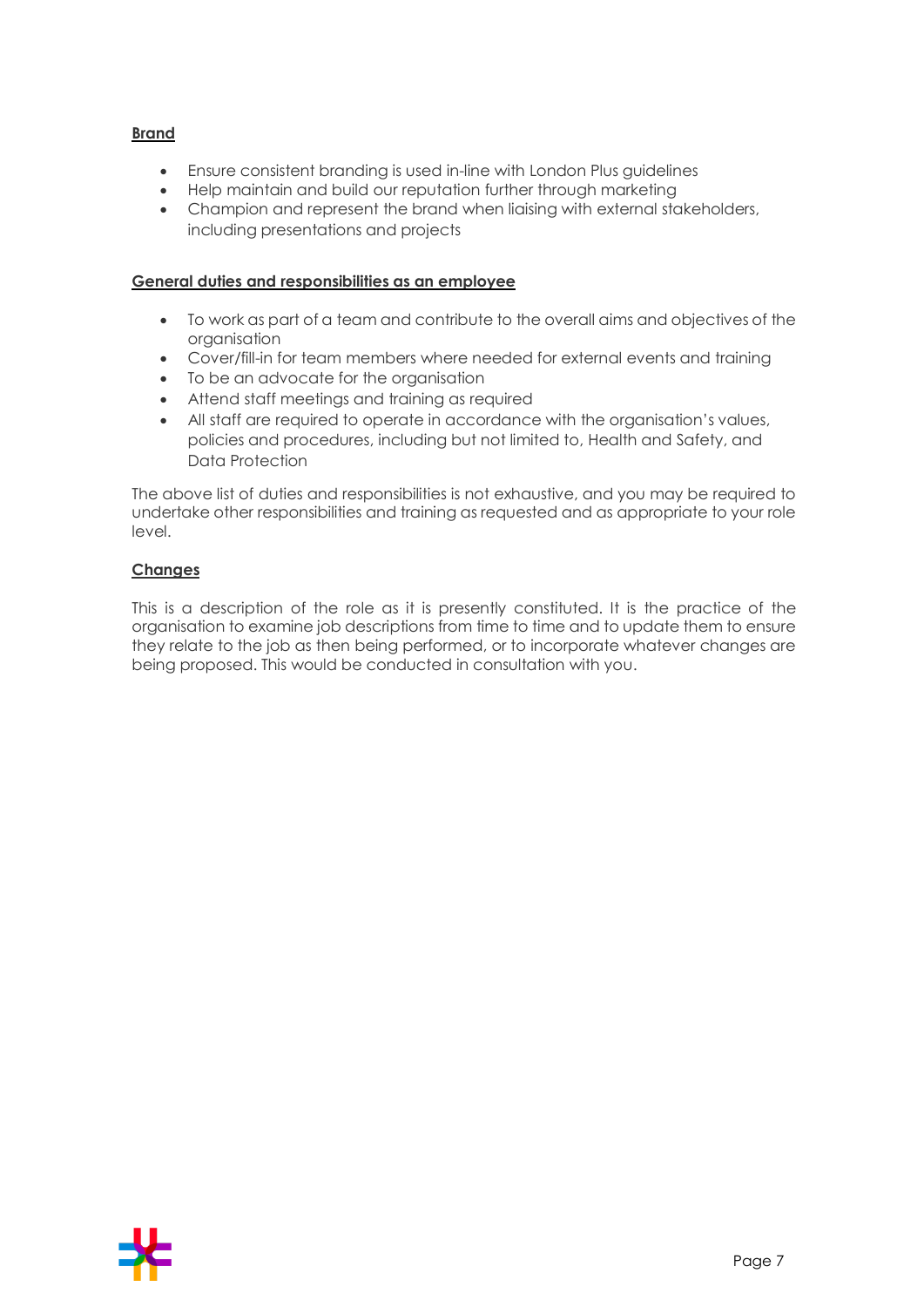**Brand**

- Ensure consistent branding is used in-line with London Plus guidelines
- Help maintain and build our reputation further through marketing
- Champion and represent the brand when liaising with external stakeholders, including presentations and projects

**General duties and responsibilities as an employee**

- To work as part of a team and contribute to the overall aims and objectives of the organisation
- Cover/fill-in for team members where needed for external events and training
- To be an advocate for the organisation
- Attend staff meetings and training as required
- All staff are required to operate in accordance with the organisation's values, policies and procedures, including but not limited to, Health and Safety, and Data Protection

The above list of duties and responsibilities is not exhaustive, and you may be required to undertake other responsibilities and training as requested and as appropriate to your role level.

**Changes**

This is a description of the role as it is presently constituted. It is the practice of the organisation to examine job descriptions from time to time and to update them to ensure they relate to the job as then being performed, or to incorporate whatever changes are being proposed. This would be conducted in consultation with you.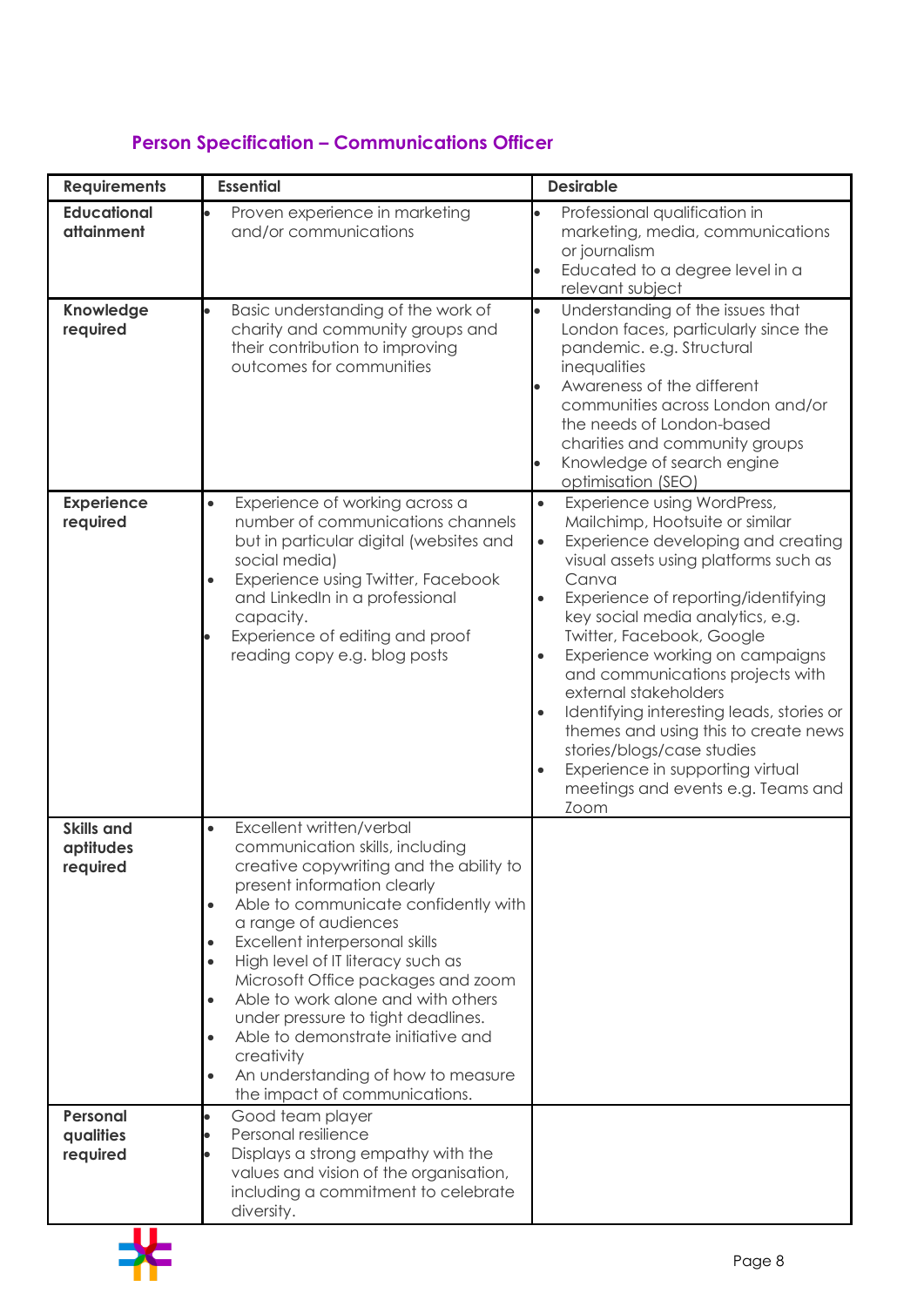## Person Specification – Communications Officer

| Requirements | Essential | Desirable |
|---|---|---|
| **Educational attainment** | • Proven experience in marketing and/or communications | • Professional qualification in marketing, media, communications or journalism<br>• Educated to a degree level in a relevant subject |
| **Knowledge required** | • Basic understanding of the work of charity and community groups and their contribution to improving outcomes for communities | • Understanding of the issues that London faces, particularly since the pandemic. e.g. Structural inequalities<br>• Awareness of the different communities across London and/or the needs of London-based charities and community groups<br>• Knowledge of search engine optimisation (SEO) |
| **Experience required** | • Experience of working across a number of communications channels but in particular digital (websites and social media)<br>• Experience using Twitter, Facebook and LinkedIn in a professional capacity.<br>• Experience of editing and proof reading copy e.g. blog posts | • Experience using WordPress, Mailchimp, Hootsuite or similar<br>• Experience developing and creating visual assets using platforms such as Canva<br>• Experience of reporting/identifying key social media analytics, e.g. Twitter, Facebook, Google<br>• Experience working on campaigns and communications projects with external stakeholders<br>• Identifying interesting leads, stories or themes and using this to create news stories/blogs/case studies<br>• Experience in supporting virtual meetings and events e.g. Teams and Zoom |
| **Skills and aptitudes required** | • Excellent written/verbal communication skills, including creative copywriting and the ability to present information clearly<br>• Able to communicate confidently with a range of audiences<br>• Excellent interpersonal skills<br>• High level of IT literacy such as Microsoft Office packages and zoom<br>• Able to work alone and with others under pressure to tight deadlines.<br>• Able to demonstrate initiative and creativity<br>• An understanding of how to measure the impact of communications. | |
| **Personal qualities required** | • Good team player<br>• Personal resilience<br>• Displays a strong empathy with the values and vision of the organisation, including a commitment to celebrate diversity. | |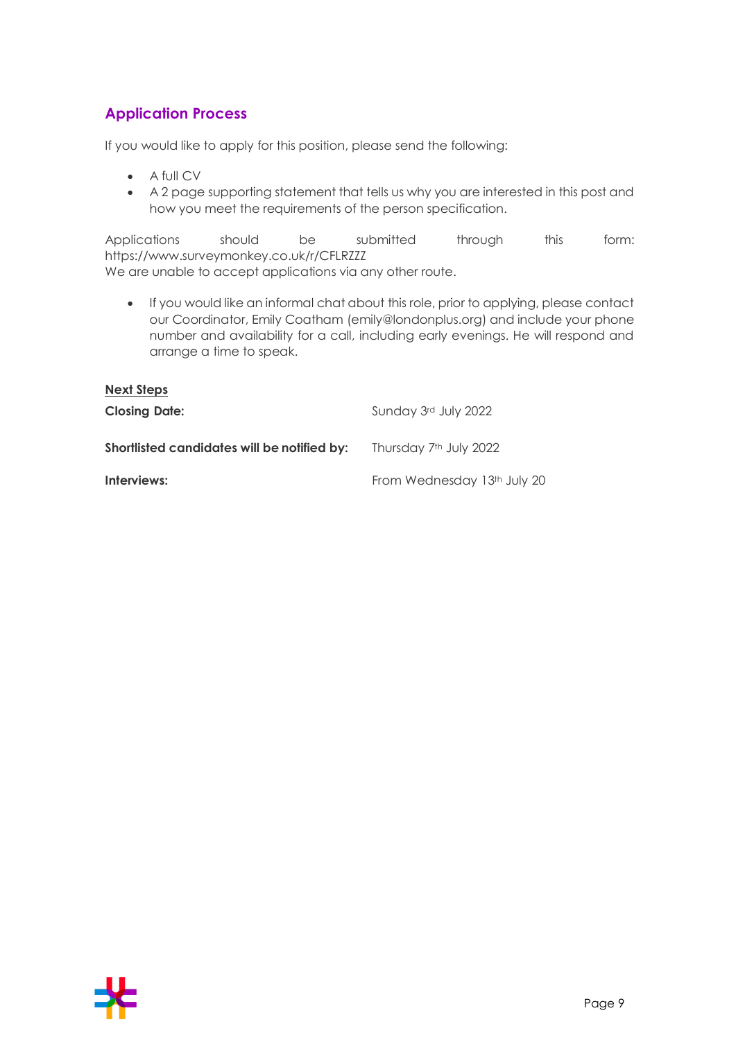## Application Process

If you would like to apply for this position, please send the following:

- A full CV
- A 2 page supporting statement that tells us why you are interested in this post and how you meet the requirements of the person specification.

Applications should be submitted through this form: https://www.surveymonkey.co.uk/r/CFLRZZZ
We are unable to accept applications via any other route.

- If you would like an informal chat about this role, prior to applying, please contact our Coordinator, Emily Coatham (emily@londonplus.org) and include your phone number and availability for a call, including early evenings. He will respond and arrange a time to speak.

**Next Steps**

| | |
|---|---|
| **Closing Date:** | Sunday 3rd July 2022 |
| **Shortlisted candidates will be notified by:** | Thursday 7th July 2022 |
| **Interviews:** | From Wednesday 13th July 20 |